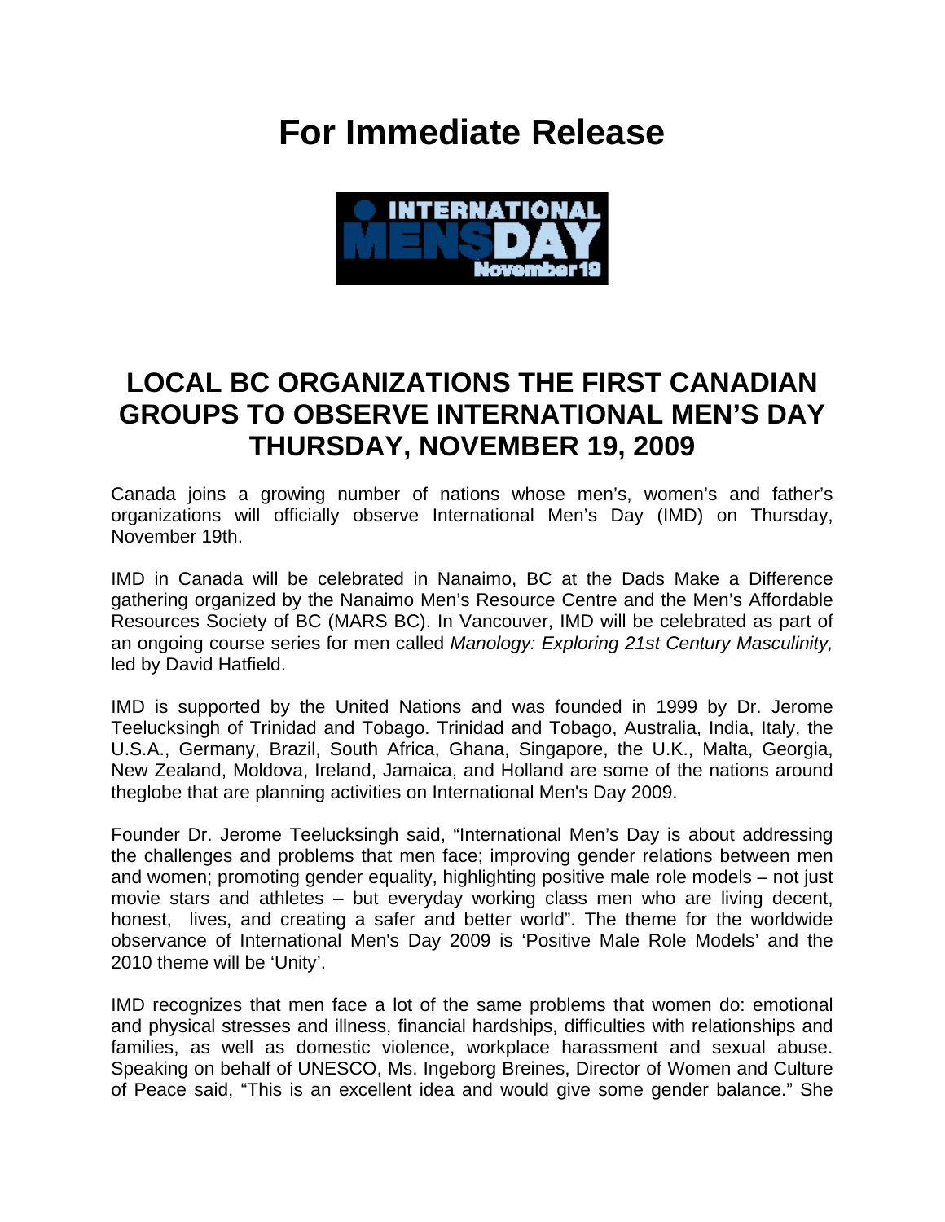# For Immediate Release

## LOCAL BC ORGANIZATIONS THE FIRST CANADIAN GROUPS TO OBSERVE INTERNATIONAL MEN'S DAY THURSDAY, NOVEMBER 19, 2009

Canada joins a growing number of nations whose men's, women's and father's organizations will officially observe International Men's Day (IMD) on Thursday, November 19th.

IMD in Canada will be celebrated in Nanaimo, BC at the Dads Make a Difference gathering organized by the Nanaimo Men's Resource Centre and the Men's Affordable Resources Society of BC (MARS BC). In Vancouver, IMD will be celebrated as part of an ongoing course series for men called *Manology: Exploring 21st Century Masculinity,* led by David Hatfield.

IMD is supported by the United Nations and was founded in 1999 by Dr. Jerome Teelucksingh of Trinidad and Tobago. Trinidad and Tobago, Australia, India, Italy, the U.S.A., Germany, Brazil, South Africa, Ghana, Singapore, the U.K., Malta, Georgia, New Zealand, Moldova, Ireland, Jamaica, and Holland are some of the nations around theglobe that are planning activities on International Men's Day 2009.

Founder Dr. Jerome Teelucksingh said, "International Men's Day is about addressing the challenges and problems that men face; improving gender relations between men and women; promoting gender equality, highlighting positive male role models – not just movie stars and athletes – but everyday working class men who are living decent, honest, lives, and creating a safer and better world". The theme for the worldwide observance of International Men's Day 2009 is 'Positive Male Role Models' and the 2010 theme will be 'Unity'.

IMD recognizes that men face a lot of the same problems that women do: emotional and physical stresses and illness, financial hardships, difficulties with relationships and families, as well as domestic violence, workplace harassment and sexual abuse. Speaking on behalf of UNESCO, Ms. Ingeborg Breines, Director of Women and Culture of Peace said, "This is an excellent idea and would give some gender balance." She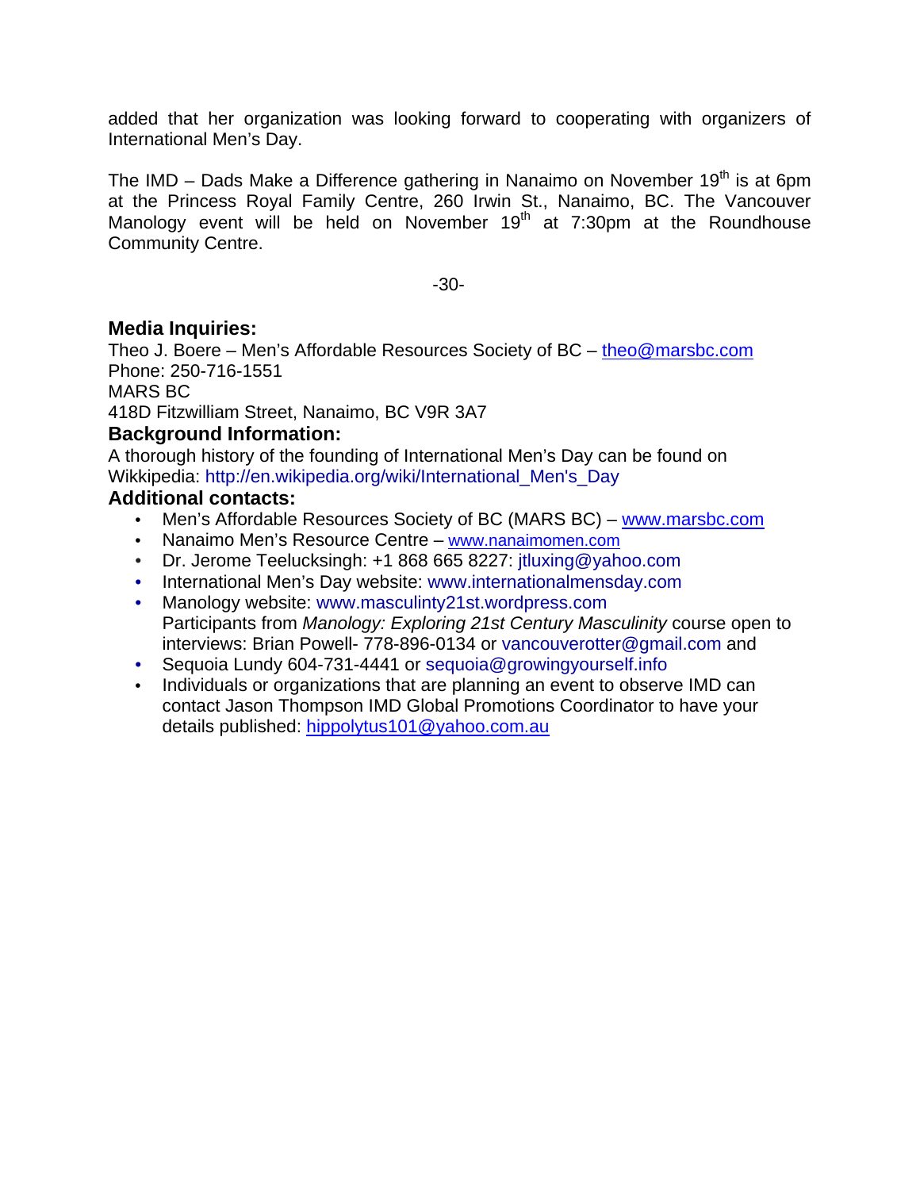added that her organization was looking forward to cooperating with organizers of International Men's Day.

The IMD – Dads Make a Difference gathering in Nanaimo on November 19th is at 6pm at the Princess Royal Family Centre, 260 Irwin St., Nanaimo, BC. The Vancouver Manology event will be held on November 19th at 7:30pm at the Roundhouse Community Centre.

-30-

**Media Inquiries:**
Theo J. Boere – Men's Affordable Resources Society of BC – theo@marsbc.com
Phone: 250-716-1551
MARS BC
418D Fitzwilliam Street, Nanaimo, BC V9R 3A7

**Background Information:**
A thorough history of the founding of International Men's Day can be found on Wikkipedia: http://en.wikipedia.org/wiki/International_Men's_Day

**Additional contacts:**

- Men's Affordable Resources Society of BC (MARS BC) – www.marsbc.com
- Nanaimo Men's Resource Centre – www.nanaimomen.com
- Dr. Jerome Teelucksingh: +1 868 665 8227: jtluxing@yahoo.com
- International Men's Day website: www.internationalmensday.com
- Manology website: www.masculinty21st.wordpress.com
  Participants from *Manology: Exploring 21st Century Masculinity* course open to interviews: Brian Powell- 778-896-0134 or vancouverotter@gmail.com and
- Sequoia Lundy 604-731-4441 or sequoia@growingyourself.info
- Individuals or organizations that are planning an event to observe IMD can contact Jason Thompson IMD Global Promotions Coordinator to have your details published: hippolytus101@yahoo.com.au